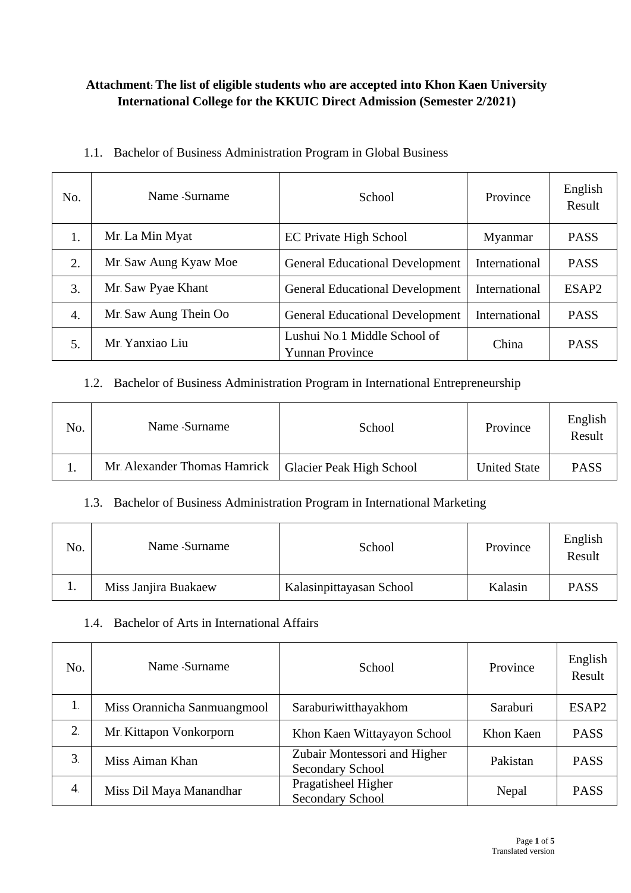**Attachment: The list of eligible students who are accepted into Khon Kaen University International College for the KKUIC Direct Admission (Semester 2/2021)**

1.1. Bachelor of Business Administration Program in Global Business

| No. | Name -Surname | School | Province | English Result |
|---|---|---|---|---|
| 1. | Mr. La Min Myat | EC Private High School | Myanmar | PASS |
| 2. | Mr. Saw Aung Kyaw Moe | General Educational Development | International | PASS |
| 3. | Mr. Saw Pyae Khant | General Educational Development | International | ESAP2 |
| 4. | Mr. Saw Aung Thein Oo | General Educational Development | International | PASS |
| 5. | Mr. Yanxiao Liu | Lushui No.1 Middle School of Yunnan Province | China | PASS |

1.2. Bachelor of Business Administration Program in International Entrepreneurship

| No. | Name -Surname | School | Province | English Result |
|---|---|---|---|---|
| 1. | Mr. Alexander Thomas Hamrick | Glacier Peak High School | United State | PASS |

1.3. Bachelor of Business Administration Program in International Marketing

| No. | Name -Surname | School | Province | English Result |
|---|---|---|---|---|
| 1. | Miss Janjira Buakaew | Kalasinpittayasan School | Kalasin | PASS |

1.4. Bachelor of Arts in International Affairs

| No. | Name -Surname | School | Province | English Result |
|---|---|---|---|---|
| 1. | Miss Orannicha Sanmuangmool | Saraburiwitthayakhom | Saraburi | ESAP2 |
| 2. | Mr. Kittapon Vonkorporn | Khon Kaen Wittayayon School | Khon Kaen | PASS |
| 3. | Miss Aiman Khan | Zubair Montessori and Higher Secondary School | Pakistan | PASS |
| 4. | Miss Dil Maya Manandhar | Pragatisheel Higher Secondary School | Nepal | PASS |

Translated version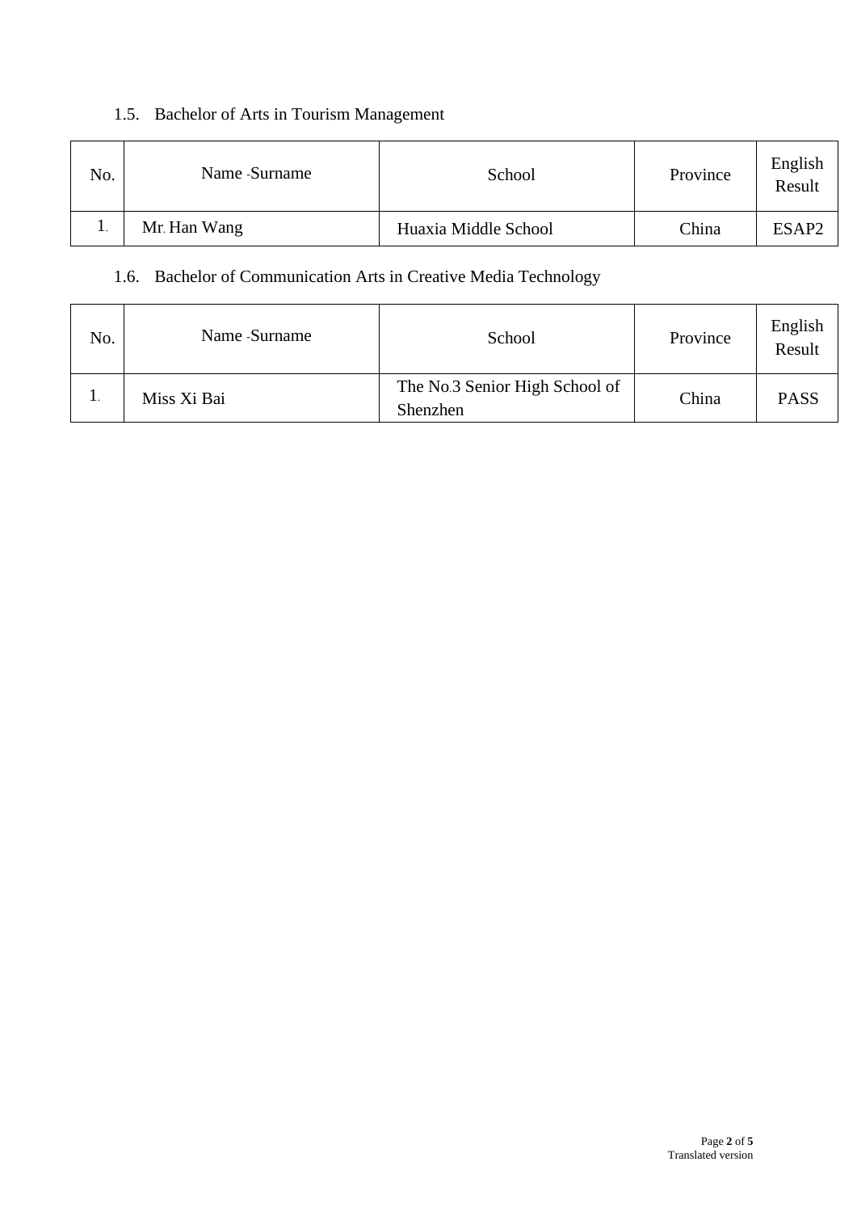1.5. Bachelor of Arts in Tourism Management

| No. | Name -Surname | School | Province | English Result |
|---|---|---|---|---|
| 1. | Mr. Han Wang | Huaxia Middle School | China | ESAP2 |

1.6. Bachelor of Communication Arts in Creative Media Technology

| No. | Name -Surname | School | Province | English Result |
|---|---|---|---|---|
| 1. | Miss Xi Bai | The No.3 Senior High School of Shenzhen | China | PASS |

Translated version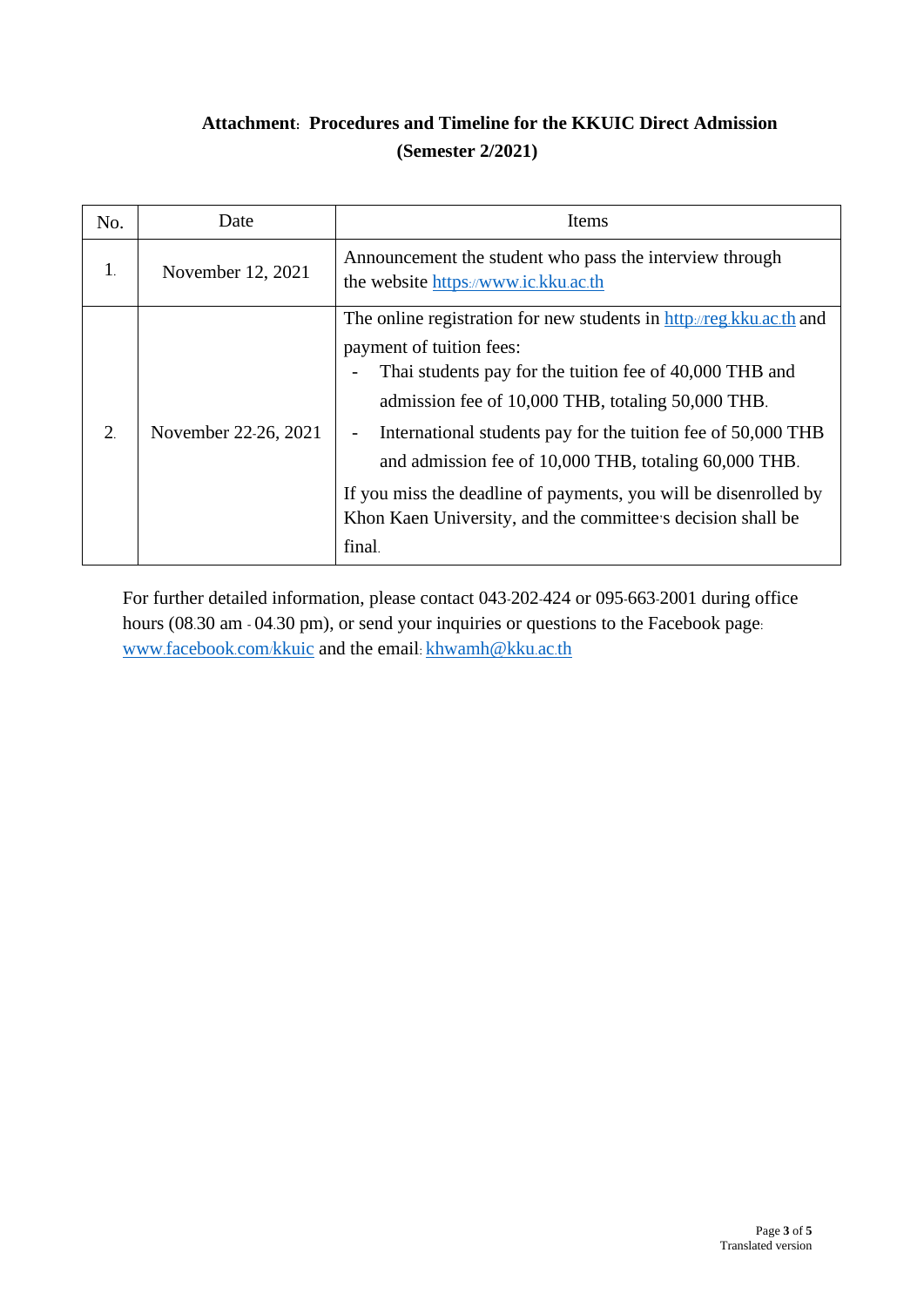**Attachment: Procedures and Timeline for the KKUIC Direct Admission (Semester 2/2021)**

| No. | Date | Items |
|---|---|---|
| 1. | November 12, 2021 | Announcement the student who pass the interview through the website https://www.ic.kku.ac.th |
| 2. | November 22-26, 2021 | The online registration for new students in http://reg.kku.ac.th and payment of tuition fees:<br>- Thai students pay for the tuition fee of 40,000 THB and admission fee of 10,000 THB, totaling 50,000 THB.<br>- International students pay for the tuition fee of 50,000 THB and admission fee of 10,000 THB, totaling 60,000 THB.<br>If you miss the deadline of payments, you will be disenrolled by Khon Kaen University, and the committee's decision shall be final. |

For further detailed information, please contact 043-202-424 or 095-663-2001 during office hours (08.30 am - 04.30 pm), or send your inquiries or questions to the Facebook page: www.facebook.com/kkuic and the email: khwamh@kku.ac.th

Translated version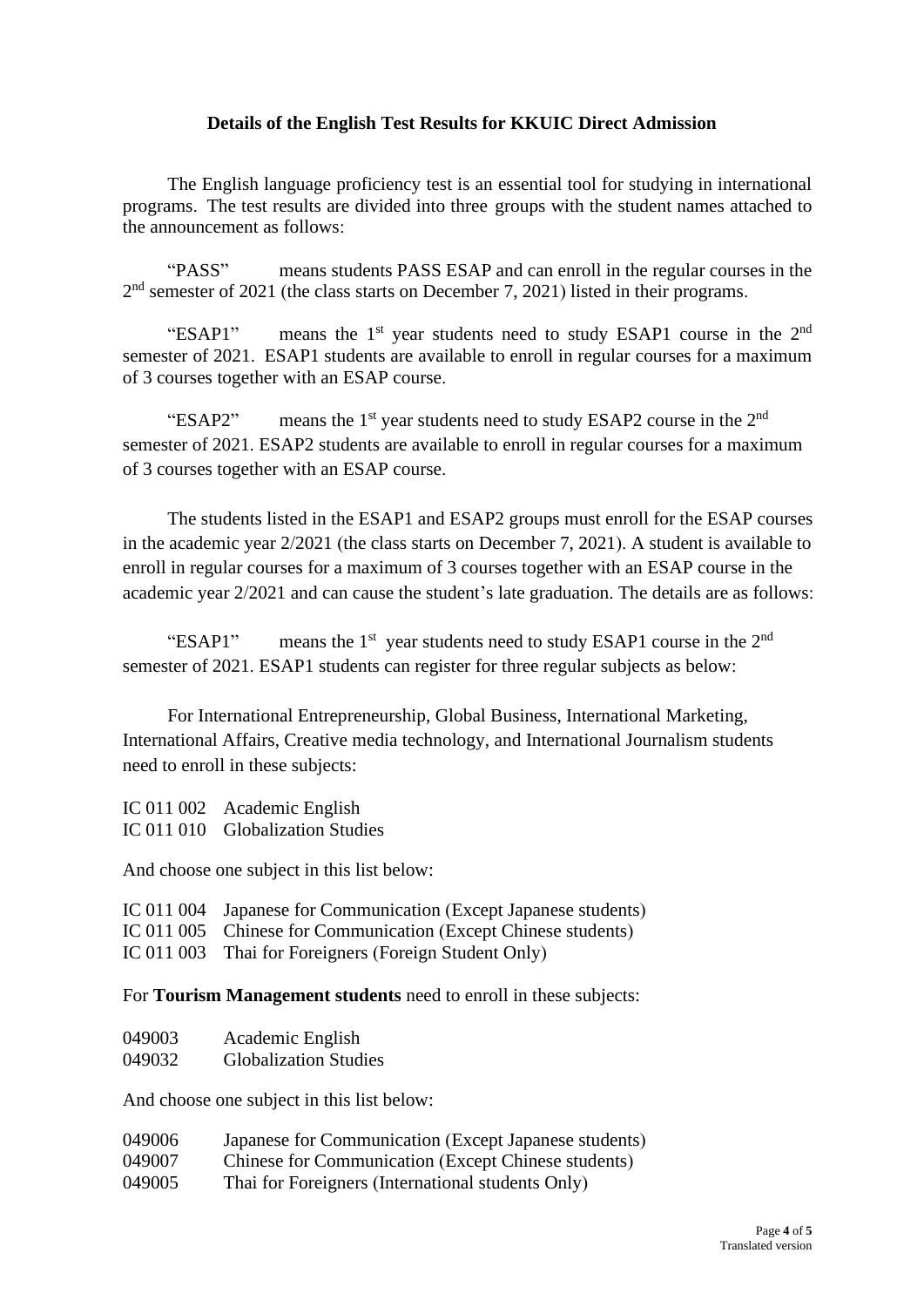**Details of the English Test Results for KKUIC Direct Admission**

The English language proficiency test is an essential tool for studying in international programs. The test results are divided into three groups with the student names attached to the announcement as follows:

"PASS" means students PASS ESAP and can enroll in the regular courses in the 2nd semester of 2021 (the class starts on December 7, 2021) listed in their programs.

"ESAP1" means the 1st year students need to study ESAP1 course in the 2nd semester of 2021. ESAP1 students are available to enroll in regular courses for a maximum of 3 courses together with an ESAP course.

"ESAP2" means the 1st year students need to study ESAP2 course in the 2nd semester of 2021. ESAP2 students are available to enroll in regular courses for a maximum of 3 courses together with an ESAP course.

The students listed in the ESAP1 and ESAP2 groups must enroll for the ESAP courses in the academic year 2/2021 (the class starts on December 7, 2021). A student is available to enroll in regular courses for a maximum of 3 courses together with an ESAP course in the academic year 2/2021 and can cause the student's late graduation. The details are as follows:

"ESAP1" means the 1st year students need to study ESAP1 course in the 2nd semester of 2021. ESAP1 students can register for three regular subjects as below:

For International Entrepreneurship, Global Business, International Marketing, International Affairs, Creative media technology, and International Journalism students need to enroll in these subjects:

IC 011 002 Academic English
IC 011 010 Globalization Studies

And choose one subject in this list below:

IC 011 004 Japanese for Communication (Except Japanese students)
IC 011 005 Chinese for Communication (Except Chinese students)
IC 011 003 Thai for Foreigners (Foreign Student Only)

For **Tourism Management students** need to enroll in these subjects:

049003 Academic English
049032 Globalization Studies

And choose one subject in this list below:

049006 Japanese for Communication (Except Japanese students)
049007 Chinese for Communication (Except Chinese students)
049005 Thai for Foreigners (International students Only)

Translated version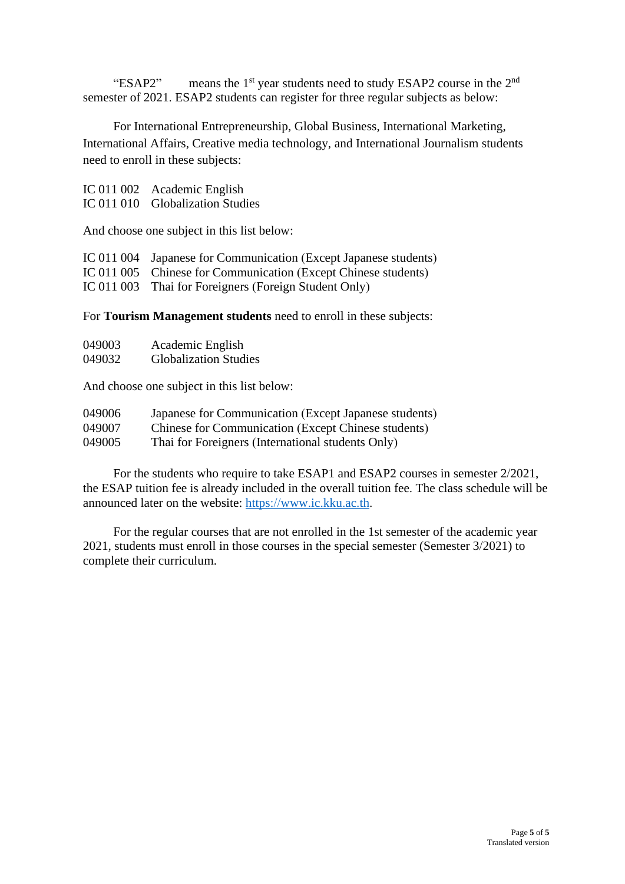"ESAP2" means the 1st year students need to study ESAP2 course in the 2nd semester of 2021. ESAP2 students can register for three regular subjects as below:

For International Entrepreneurship, Global Business, International Marketing, International Affairs, Creative media technology, and International Journalism students need to enroll in these subjects:

IC 011 002 Academic English
IC 011 010 Globalization Studies

And choose one subject in this list below:

IC 011 004 Japanese for Communication (Except Japanese students)
IC 011 005 Chinese for Communication (Except Chinese students)
IC 011 003 Thai for Foreigners (Foreign Student Only)

For **Tourism Management students** need to enroll in these subjects:

049003 Academic English
049032 Globalization Studies

And choose one subject in this list below:

049006 Japanese for Communication (Except Japanese students)
049007 Chinese for Communication (Except Chinese students)
049005 Thai for Foreigners (International students Only)

For the students who require to take ESAP1 and ESAP2 courses in semester 2/2021, the ESAP tuition fee is already included in the overall tuition fee. The class schedule will be announced later on the website: https://www.ic.kku.ac.th.

For the regular courses that are not enrolled in the 1st semester of the academic year 2021, students must enroll in those courses in the special semester (Semester 3/2021) to complete their curriculum.

Translated version